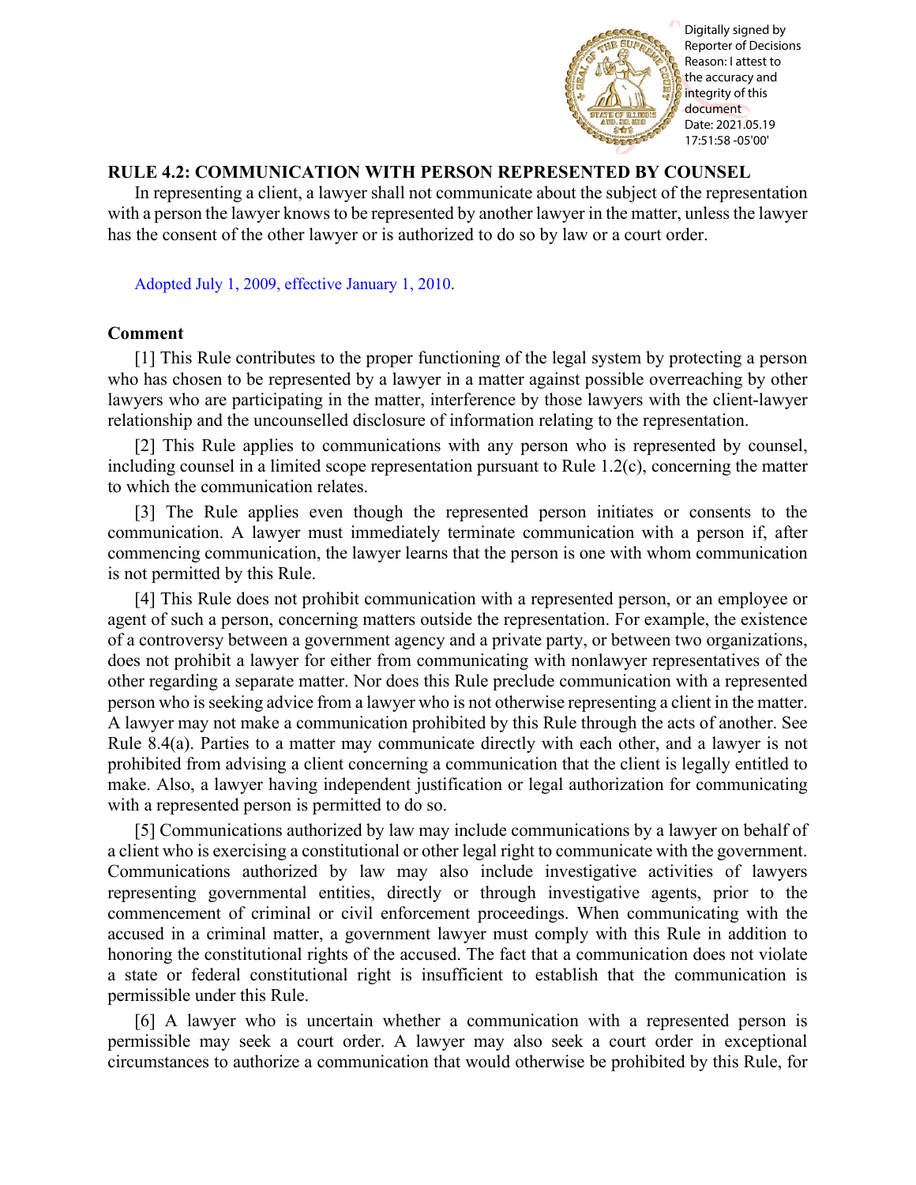Digitally signed by Reporter of Decisions
Reason: I attest to the accuracy and integrity of this document
Date: 2021.05.19 17:51:58 -05'00'

## RULE 4.2: COMMUNICATION WITH PERSON REPRESENTED BY COUNSEL

In representing a client, a lawyer shall not communicate about the subject of the representation with a person the lawyer knows to be represented by another lawyer in the matter, unless the lawyer has the consent of the other lawyer or is authorized to do so by law or a court order.

Adopted July 1, 2009, effective January 1, 2010.

### Comment

[1] This Rule contributes to the proper functioning of the legal system by protecting a person who has chosen to be represented by a lawyer in a matter against possible overreaching by other lawyers who are participating in the matter, interference by those lawyers with the client-lawyer relationship and the uncounselled disclosure of information relating to the representation.

[2] This Rule applies to communications with any person who is represented by counsel, including counsel in a limited scope representation pursuant to Rule 1.2(c), concerning the matter to which the communication relates.

[3] The Rule applies even though the represented person initiates or consents to the communication. A lawyer must immediately terminate communication with a person if, after commencing communication, the lawyer learns that the person is one with whom communication is not permitted by this Rule.

[4] This Rule does not prohibit communication with a represented person, or an employee or agent of such a person, concerning matters outside the representation. For example, the existence of a controversy between a government agency and a private party, or between two organizations, does not prohibit a lawyer for either from communicating with nonlawyer representatives of the other regarding a separate matter. Nor does this Rule preclude communication with a represented person who is seeking advice from a lawyer who is not otherwise representing a client in the matter. A lawyer may not make a communication prohibited by this Rule through the acts of another. See Rule 8.4(a). Parties to a matter may communicate directly with each other, and a lawyer is not prohibited from advising a client concerning a communication that the client is legally entitled to make. Also, a lawyer having independent justification or legal authorization for communicating with a represented person is permitted to do so.

[5] Communications authorized by law may include communications by a lawyer on behalf of a client who is exercising a constitutional or other legal right to communicate with the government. Communications authorized by law may also include investigative activities of lawyers representing governmental entities, directly or through investigative agents, prior to the commencement of criminal or civil enforcement proceedings. When communicating with the accused in a criminal matter, a government lawyer must comply with this Rule in addition to honoring the constitutional rights of the accused. The fact that a communication does not violate a state or federal constitutional right is insufficient to establish that the communication is permissible under this Rule.

[6] A lawyer who is uncertain whether a communication with a represented person is permissible may seek a court order. A lawyer may also seek a court order in exceptional circumstances to authorize a communication that would otherwise be prohibited by this Rule, for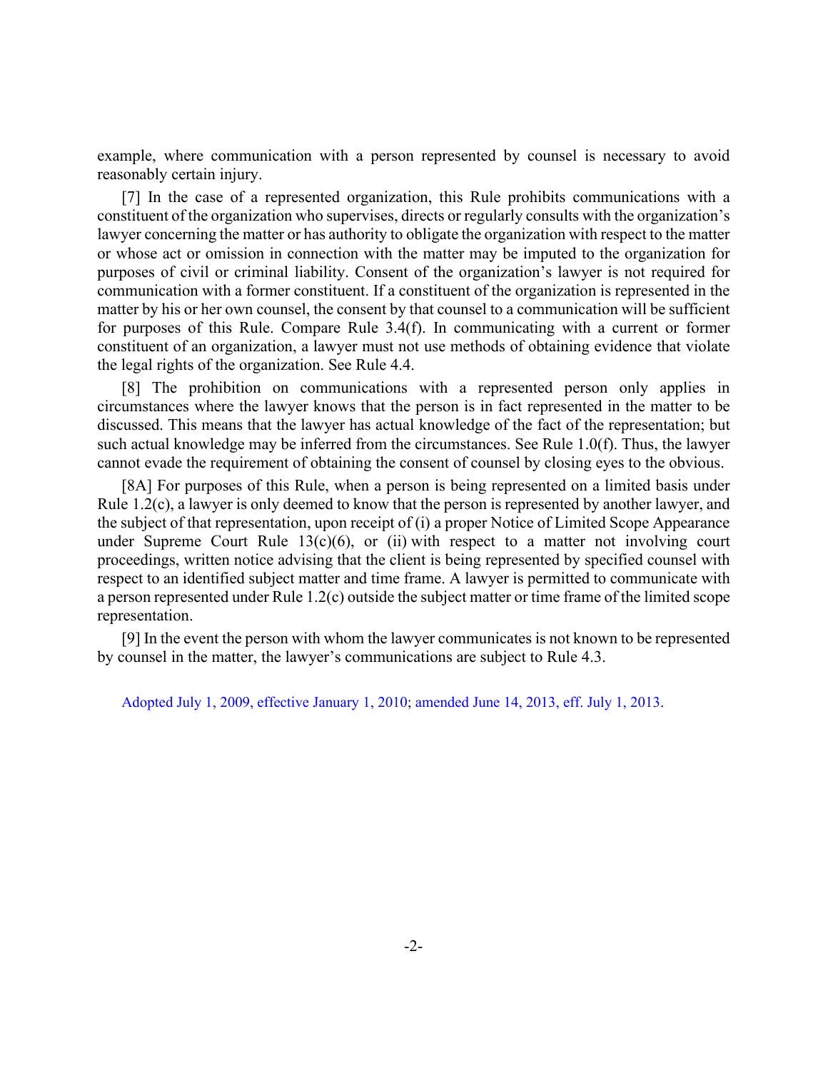example, where communication with a person represented by counsel is necessary to avoid reasonably certain injury.

[7] In the case of a represented organization, this Rule prohibits communications with a constituent of the organization who supervises, directs or regularly consults with the organization's lawyer concerning the matter or has authority to obligate the organization with respect to the matter or whose act or omission in connection with the matter may be imputed to the organization for purposes of civil or criminal liability. Consent of the organization's lawyer is not required for communication with a former constituent. If a constituent of the organization is represented in the matter by his or her own counsel, the consent by that counsel to a communication will be sufficient for purposes of this Rule. Compare Rule 3.4(f). In communicating with a current or former constituent of an organization, a lawyer must not use methods of obtaining evidence that violate the legal rights of the organization. See Rule 4.4.

[8] The prohibition on communications with a represented person only applies in circumstances where the lawyer knows that the person is in fact represented in the matter to be discussed. This means that the lawyer has actual knowledge of the fact of the representation; but such actual knowledge may be inferred from the circumstances. See Rule 1.0(f). Thus, the lawyer cannot evade the requirement of obtaining the consent of counsel by closing eyes to the obvious.

[8A] For purposes of this Rule, when a person is being represented on a limited basis under Rule 1.2(c), a lawyer is only deemed to know that the person is represented by another lawyer, and the subject of that representation, upon receipt of (i) a proper Notice of Limited Scope Appearance under Supreme Court Rule 13(c)(6), or (ii) with respect to a matter not involving court proceedings, written notice advising that the client is being represented by specified counsel with respect to an identified subject matter and time frame. A lawyer is permitted to communicate with a person represented under Rule 1.2(c) outside the subject matter or time frame of the limited scope representation.

[9] In the event the person with whom the lawyer communicates is not known to be represented by counsel in the matter, the lawyer's communications are subject to Rule 4.3.

Adopted July 1, 2009, effective January 1, 2010; amended June 14, 2013, eff. July 1, 2013.